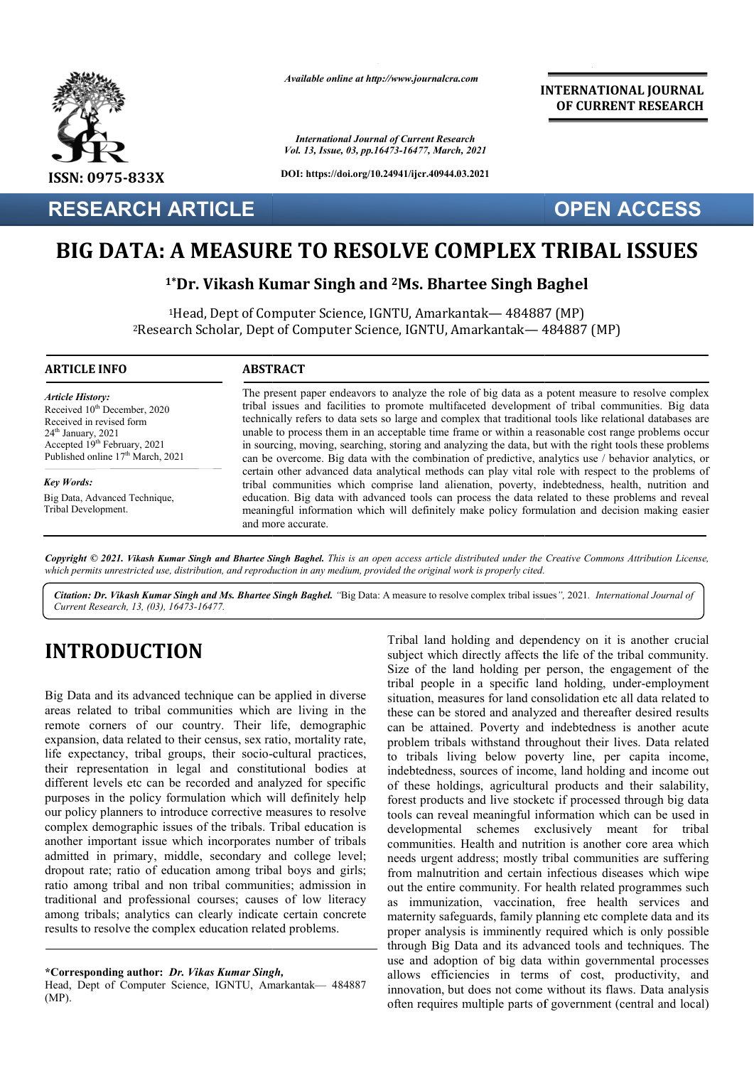Available online at http://www.journalcra.com

International Journal of Current Research
Vol. 13, Issue, 03, pp.16473-16477, March, 2021

DOI: https://doi.org/10.24941/ijcr.40944.03.2021

ISSN: 0975-833X

INTERNATIONAL JOURNAL OF CURRENT RESEARCH

RESEARCH ARTICLE

OPEN ACCESS

# BIG DATA: A MEASURE TO RESOLVE COMPLEX TRIBAL ISSUES

**[1*]Dr. Vikash Kumar Singh and [2]Ms. Bhartee Singh Baghel**

[1]Head, Dept of Computer Science, IGNTU, Amarkantak— 484887 (MP)
[2]Research Scholar, Dept of Computer Science, IGNTU, Amarkantak— 484887 (MP)

**ARTICLE INFO**

*Article History:*
Received 10th December, 2020
Received in revised form
24th January, 2021
Accepted 19th February, 2021
Published online 17th March, 2021

*Key Words:*
Big Data, Advanced Technique, Tribal Development.

**ABSTRACT**

The present paper endeavors to analyze the role of big data as a potent measure to resolve complex tribal issues and facilities to promote multifaceted development of tribal communities. Big data technically refers to data sets so large and complex that traditional tools like relational databases are unable to process them in an acceptable time frame or within a reasonable cost range problems occur in sourcing, moving, searching, storing and analyzing the data, but with the right tools these problems can be overcome. Big data with the combination of predictive, analytics use / behavior analytics, or certain other advanced data analytical methods can play vital role with respect to the problems of tribal communities which comprise land alienation, poverty, indebtedness, health, nutrition and education. Big data with advanced tools can process the data related to these problems and reveal meaningful information which will definitely make policy formulation and decision making easier and more accurate.

***Copyright © 2021. Vikash Kumar Singh and Bhartee Singh Baghel.*** *This is an open access article distributed under the Creative Commons Attribution License, which permits unrestricted use, distribution, and reproduction in any medium, provided the original work is properly cited.*

***Citation: Dr. Vikash Kumar Singh and Ms. Bhartee Singh Baghel.*** "Big Data: A measure to resolve complex tribal issues", 2021. *International Journal of Current Research, 13, (03), 16473-16477.*

# INTRODUCTION

Big Data and its advanced technique can be applied in diverse areas related to tribal communities which are living in the remote corners of our country. Their life, demographic expansion, data related to their census, sex ratio, mortality rate, life expectancy, tribal groups, their socio-cultural practices, their representation in legal and constitutional bodies at different levels etc can be recorded and analyzed for specific purposes in the policy formulation which will definitely help our policy planners to introduce corrective measures to resolve complex demographic issues of the tribals. Tribal education is another important issue which incorporates number of tribals admitted in primary, middle, secondary and college level; dropout rate; ratio of education among tribal boys and girls; ratio among tribal and non tribal communities; admission in traditional and professional courses; causes of low literacy among tribals; analytics can clearly indicate certain concrete results to resolve the complex education related problems.

Tribal land holding and dependency on it is another crucial subject which directly affects the life of the tribal community. Size of the land holding per person, the engagement of the tribal people in a specific land holding, under-employment situation, measures for land consolidation etc all data related to these can be stored and analyzed and thereafter desired results can be attained. Poverty and indebtedness is another acute problem tribals withstand throughout their lives. Data related to tribals living below poverty line, per capita income, indebtedness, sources of income, land holding and income out of these holdings, agricultural products and their salability, forest products and live stocketc if processed through big data tools can reveal meaningful information which can be used in developmental schemes exclusively meant for tribal communities. Health and nutrition is another core area which needs urgent address; mostly tribal communities are suffering from malnutrition and certain infectious diseases which wipe out the entire community. For health related programmes such as immunization, vaccination, free health services and maternity safeguards, family planning etc complete data and its proper analysis is imminently required which is only possible through Big Data and its advanced tools and techniques. The use and adoption of big data within governmental processes allows efficiencies in terms of cost, productivity, and innovation, but does not come without its flaws. Data analysis often requires multiple parts of government (central and local)

**\*Corresponding author:** ***Dr. Vikas Kumar Singh,***
Head, Dept of Computer Science, IGNTU, Amarkantak— 484887 (MP).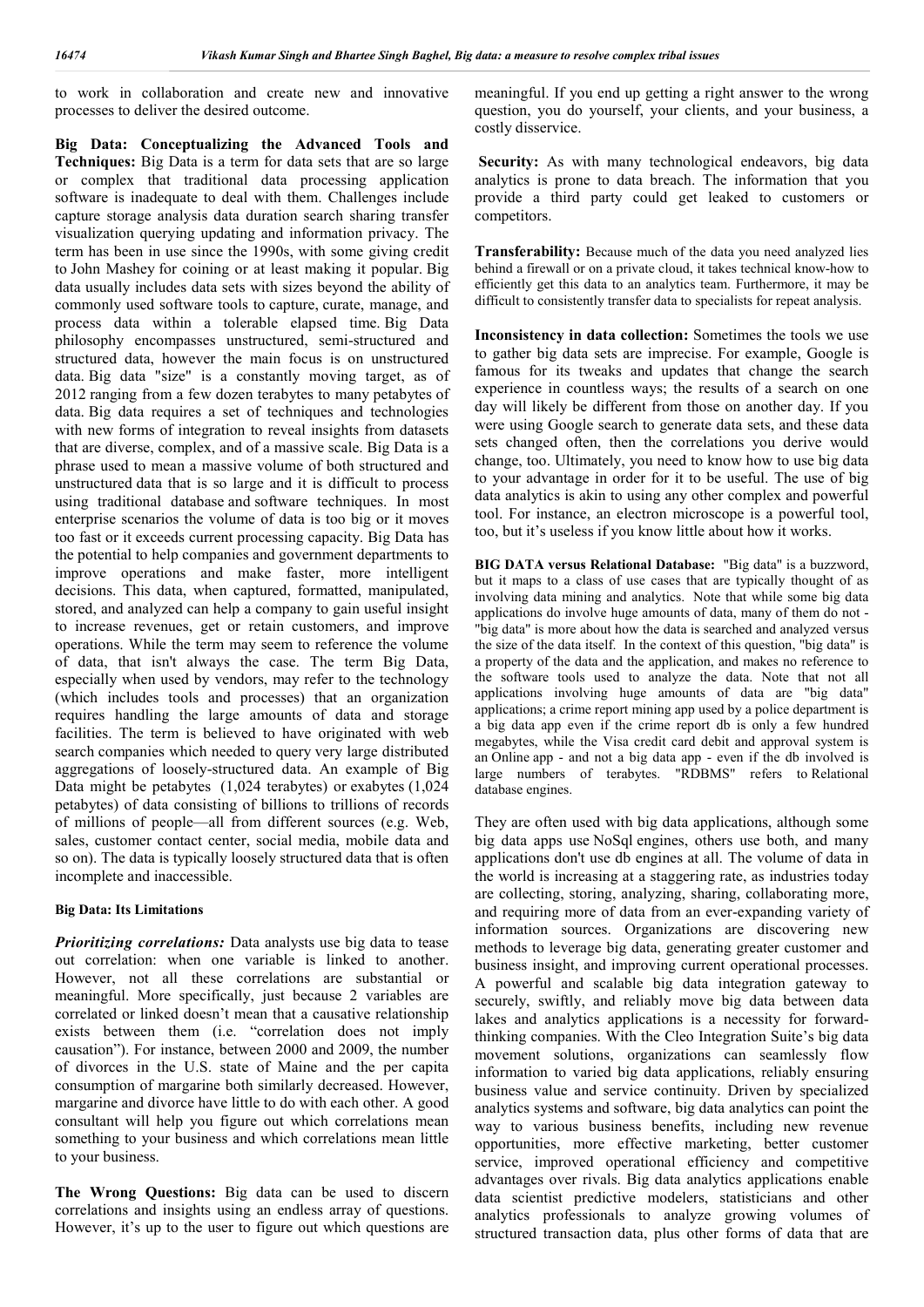to work in collaboration and create new and innovative processes to deliver the desired outcome.

**Big Data: Conceptualizing the Advanced Tools and Techniques:** Big Data is a term for data sets that are so large or complex that traditional data processing application software is inadequate to deal with them. Challenges include capture storage analysis data duration search sharing transfer visualization querying updating and information privacy. The term has been in use since the 1990s, with some giving credit to John Mashey for coining or at least making it popular. Big data usually includes data sets with sizes beyond the ability of commonly used software tools to capture, curate, manage, and process data within a tolerable elapsed time. Big Data philosophy encompasses unstructured, semi-structured and structured data, however the main focus is on unstructured data. Big data "size" is a constantly moving target, as of 2012 ranging from a few dozen terabytes to many petabytes of data. Big data requires a set of techniques and technologies with new forms of integration to reveal insights from datasets that are diverse, complex, and of a massive scale. Big Data is a phrase used to mean a massive volume of both structured and unstructured data that is so large and it is difficult to process using traditional database and software techniques. In most enterprise scenarios the volume of data is too big or it moves too fast or it exceeds current processing capacity. Big Data has the potential to help companies and government departments to improve operations and make faster, more intelligent decisions. This data, when captured, formatted, manipulated, stored, and analyzed can help a company to gain useful insight to increase revenues, get or retain customers, and improve operations. While the term may seem to reference the volume of data, that isn't always the case. The term Big Data, especially when used by vendors, may refer to the technology (which includes tools and processes) that an organization requires handling the large amounts of data and storage facilities. The term is believed to have originated with web search companies which needed to query very large distributed aggregations of loosely-structured data. An example of Big Data might be petabytes (1,024 terabytes) or exabytes (1,024 petabytes) of data consisting of billions to trillions of records of millions of people—all from different sources (e.g. Web, sales, customer contact center, social media, mobile data and so on). The data is typically loosely structured data that is often incomplete and inaccessible.

#### Big Data: Its Limitations

***Prioritizing correlations:*** Data analysts use big data to tease out correlation: when one variable is linked to another. However, not all these correlations are substantial or meaningful. More specifically, just because 2 variables are correlated or linked doesn't mean that a causative relationship exists between them (i.e. "correlation does not imply causation"). For instance, between 2000 and 2009, the number of divorces in the U.S. state of Maine and the per capita consumption of margarine both similarly decreased. However, margarine and divorce have little to do with each other. A good consultant will help you figure out which correlations mean something to your business and which correlations mean little to your business.

**The Wrong Questions:** Big data can be used to discern correlations and insights using an endless array of questions. However, it's up to the user to figure out which questions are meaningful. If you end up getting a right answer to the wrong question, you do yourself, your clients, and your business, a costly disservice.

**Security:** As with many technological endeavors, big data analytics is prone to data breach. The information that you provide a third party could get leaked to customers or competitors.

**Transferability:** Because much of the data you need analyzed lies behind a firewall or on a private cloud, it takes technical know-how to efficiently get this data to an analytics team. Furthermore, it may be difficult to consistently transfer data to specialists for repeat analysis.

**Inconsistency in data collection:** Sometimes the tools we use to gather big data sets are imprecise. For example, Google is famous for its tweaks and updates that change the search experience in countless ways; the results of a search on one day will likely be different from those on another day. If you were using Google search to generate data sets, and these data sets changed often, then the correlations you derive would change, too. Ultimately, you need to know how to use big data to your advantage in order for it to be useful. The use of big data analytics is akin to using any other complex and powerful tool. For instance, an electron microscope is a powerful tool, too, but it's useless if you know little about how it works.

**BIG DATA versus Relational Database:** "Big data" is a buzzword, but it maps to a class of use cases that are typically thought of as involving data mining and analytics. Note that while some big data applications do involve huge amounts of data, many of them do not - "big data" is more about how the data is searched and analyzed versus the size of the data itself. In the context of this question, "big data" is a property of the data and the application, and makes no reference to the software tools used to analyze the data. Note that not all applications involving huge amounts of data are "big data" applications; a crime report mining app used by a police department is a big data app even if the crime report db is only a few hundred megabytes, while the Visa credit card debit and approval system is an Online app - and not a big data app - even if the db involved is large numbers of terabytes. "RDBMS" refers to Relational database engines.

They are often used with big data applications, although some big data apps use NoSql engines, others use both, and many applications don't use db engines at all. The volume of data in the world is increasing at a staggering rate, as industries today are collecting, storing, analyzing, sharing, collaborating more, and requiring more of data from an ever-expanding variety of information sources. Organizations are discovering new methods to leverage big data, generating greater customer and business insight, and improving current operational processes. A powerful and scalable big data integration gateway to securely, swiftly, and reliably move big data between data lakes and analytics applications is a necessity for forward-thinking companies. With the Cleo Integration Suite's big data movement solutions, organizations can seamlessly flow information to varied big data applications, reliably ensuring business value and service continuity. Driven by specialized analytics systems and software, big data analytics can point the way to various business benefits, including new revenue opportunities, more effective marketing, better customer service, improved operational efficiency and competitive advantages over rivals. Big data analytics applications enable data scientist predictive modelers, statisticians and other analytics professionals to analyze growing volumes of structured transaction data, plus other forms of data that are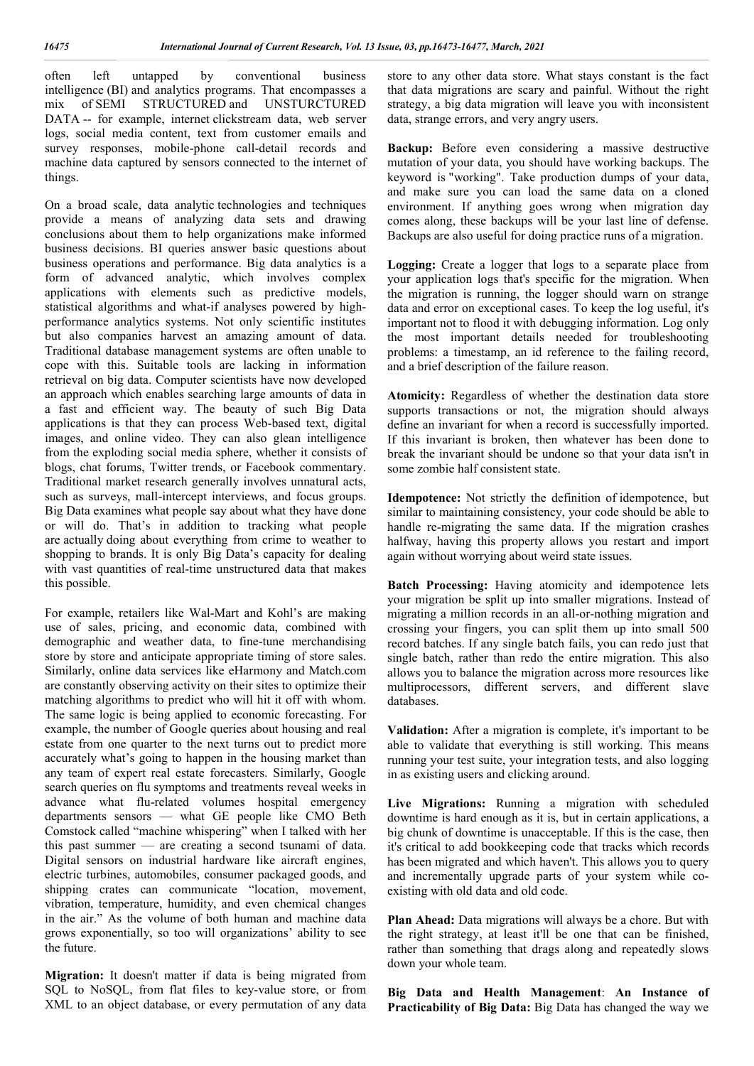often left untapped by conventional business intelligence (BI) and analytics programs. That encompasses a mix of SEMI STRUCTURED and UNSTURCTURED DATA -- for example, internet clickstream data, web server logs, social media content, text from customer emails and survey responses, mobile-phone call-detail records and machine data captured by sensors connected to the internet of things.

On a broad scale, data analytic technologies and techniques provide a means of analyzing data sets and drawing conclusions about them to help organizations make informed business decisions. BI queries answer basic questions about business operations and performance. Big data analytics is a form of advanced analytic, which involves complex applications with elements such as predictive models, statistical algorithms and what-if analyses powered by high-performance analytics systems. Not only scientific institutes but also companies harvest an amazing amount of data. Traditional database management systems are often unable to cope with this. Suitable tools are lacking in information retrieval on big data. Computer scientists have now developed an approach which enables searching large amounts of data in a fast and efficient way. The beauty of such Big Data applications is that they can process Web-based text, digital images, and online video. They can also glean intelligence from the exploding social media sphere, whether it consists of blogs, chat forums, Twitter trends, or Facebook commentary. Traditional market research generally involves unnatural acts, such as surveys, mall-intercept interviews, and focus groups. Big Data examines what people say about what they have done or will do. That's in addition to tracking what people are actually doing about everything from crime to weather to shopping to brands. It is only Big Data's capacity for dealing with vast quantities of real-time unstructured data that makes this possible.

For example, retailers like Wal-Mart and Kohl's are making use of sales, pricing, and economic data, combined with demographic and weather data, to fine-tune merchandising store by store and anticipate appropriate timing of store sales. Similarly, online data services like eHarmony and Match.com are constantly observing activity on their sites to optimize their matching algorithms to predict who will hit it off with whom. The same logic is being applied to economic forecasting. For example, the number of Google queries about housing and real estate from one quarter to the next turns out to predict more accurately what's going to happen in the housing market than any team of expert real estate forecasters. Similarly, Google search queries on flu symptoms and treatments reveal weeks in advance what flu-related volumes hospital emergency departments sensors — what GE people like CMO Beth Comstock called "machine whispering" when I talked with her this past summer — are creating a second tsunami of data. Digital sensors on industrial hardware like aircraft engines, electric turbines, automobiles, consumer packaged goods, and shipping crates can communicate "location, movement, vibration, temperature, humidity, and even chemical changes in the air." As the volume of both human and machine data grows exponentially, so too will organizations' ability to see the future.

**Migration:** It doesn't matter if data is being migrated from SQL to NoSQL, from flat files to key-value store, or from XML to an object database, or every permutation of any data store to any other data store. What stays constant is the fact that data migrations are scary and painful. Without the right strategy, a big data migration will leave you with inconsistent data, strange errors, and very angry users.

**Backup:** Before even considering a massive destructive mutation of your data, you should have working backups. The keyword is "working". Take production dumps of your data, and make sure you can load the same data on a cloned environment. If anything goes wrong when migration day comes along, these backups will be your last line of defense. Backups are also useful for doing practice runs of a migration.

**Logging:** Create a logger that logs to a separate place from your application logs that's specific for the migration. When the migration is running, the logger should warn on strange data and error on exceptional cases. To keep the log useful, it's important not to flood it with debugging information. Log only the most important details needed for troubleshooting problems: a timestamp, an id reference to the failing record, and a brief description of the failure reason.

**Atomicity:** Regardless of whether the destination data store supports transactions or not, the migration should always define an invariant for when a record is successfully imported. If this invariant is broken, then whatever has been done to break the invariant should be undone so that your data isn't in some zombie half consistent state.

**Idempotence:** Not strictly the definition of idempotence, but similar to maintaining consistency, your code should be able to handle re-migrating the same data. If the migration crashes halfway, having this property allows you restart and import again without worrying about weird state issues.

**Batch Processing:** Having atomicity and idempotence lets your migration be split up into smaller migrations. Instead of migrating a million records in an all-or-nothing migration and crossing your fingers, you can split them up into small 500 record batches. If any single batch fails, you can redo just that single batch, rather than redo the entire migration. This also allows you to balance the migration across more resources like multiprocessors, different servers, and different slave databases.

**Validation:** After a migration is complete, it's important to be able to validate that everything is still working. This means running your test suite, your integration tests, and also logging in as existing users and clicking around.

**Live Migrations:** Running a migration with scheduled downtime is hard enough as it is, but in certain applications, a big chunk of downtime is unacceptable. If this is the case, then it's critical to add bookkeeping code that tracks which records has been migrated and which haven't. This allows you to query and incrementally upgrade parts of your system while co-existing with old data and old code.

**Plan Ahead:** Data migrations will always be a chore. But with the right strategy, at least it'll be one that can be finished, rather than something that drags along and repeatedly slows down your whole team.

**Big Data and Health Management**: **An Instance of Practicability of Big Data:** Big Data has changed the way we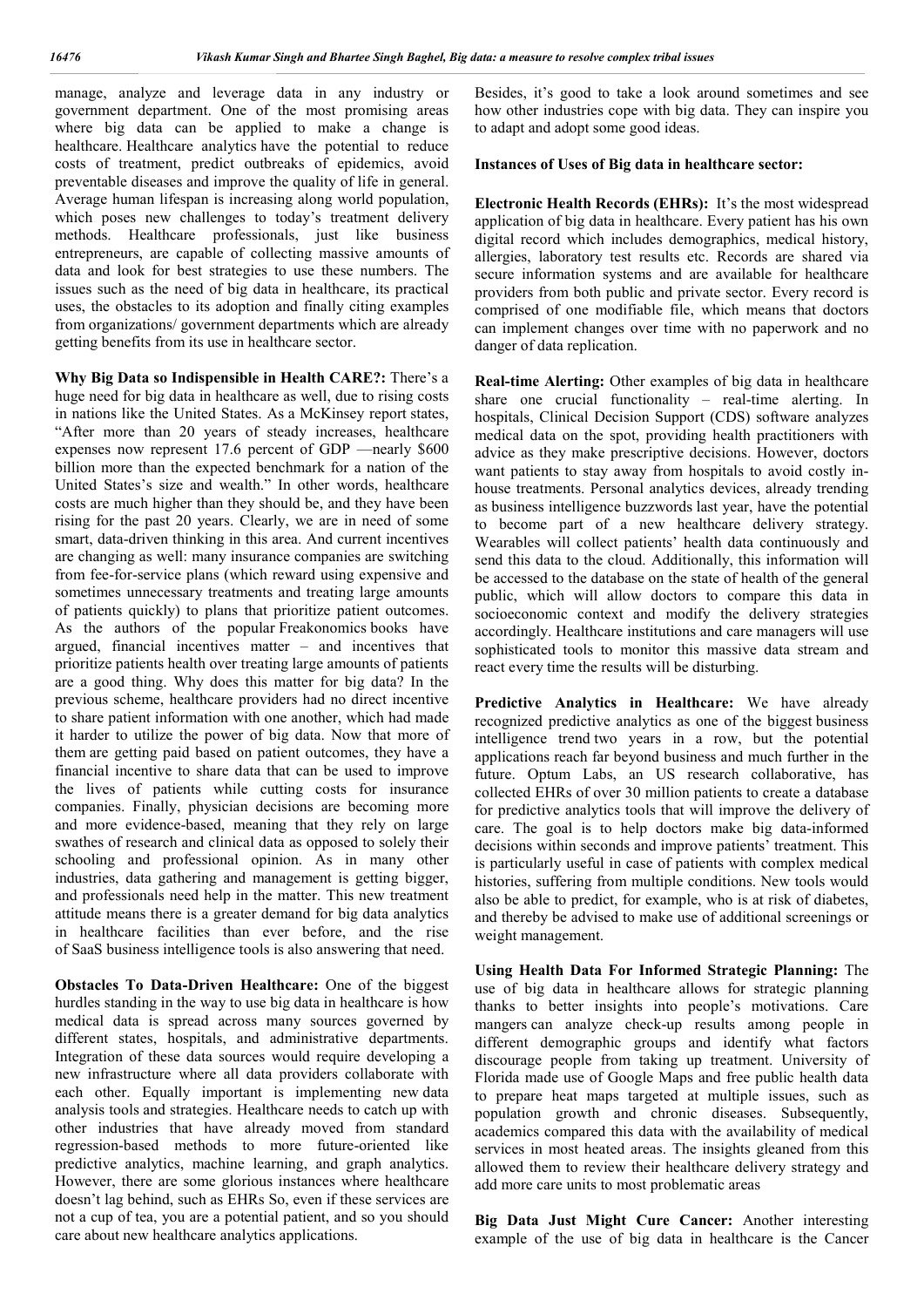manage, analyze and leverage data in any industry or government department. One of the most promising areas where big data can be applied to make a change is healthcare. Healthcare analytics have the potential to reduce costs of treatment, predict outbreaks of epidemics, avoid preventable diseases and improve the quality of life in general. Average human lifespan is increasing along world population, which poses new challenges to today's treatment delivery methods. Healthcare professionals, just like business entrepreneurs, are capable of collecting massive amounts of data and look for best strategies to use these numbers. The issues such as the need of big data in healthcare, its practical uses, the obstacles to its adoption and finally citing examples from organizations/ government departments which are already getting benefits from its use in healthcare sector.

**Why Big Data so Indispensible in Health CARE?:** There's a huge need for big data in healthcare as well, due to rising costs in nations like the United States. As a McKinsey report states, "After more than 20 years of steady increases, healthcare expenses now represent 17.6 percent of GDP —nearly $600 billion more than the expected benchmark for a nation of the United States's size and wealth." In other words, healthcare costs are much higher than they should be, and they have been rising for the past 20 years. Clearly, we are in need of some smart, data-driven thinking in this area. And current incentives are changing as well: many insurance companies are switching from fee-for-service plans (which reward using expensive and sometimes unnecessary treatments and treating large amounts of patients quickly) to plans that prioritize patient outcomes. As the authors of the popular Freakonomics books have argued, financial incentives matter – and incentives that prioritize patients health over treating large amounts of patients are a good thing. Why does this matter for big data? In the previous scheme, healthcare providers had no direct incentive to share patient information with one another, which had made it harder to utilize the power of big data. Now that more of them are getting paid based on patient outcomes, they have a financial incentive to share data that can be used to improve the lives of patients while cutting costs for insurance companies. Finally, physician decisions are becoming more and more evidence-based, meaning that they rely on large swathes of research and clinical data as opposed to solely their schooling and professional opinion. As in many other industries, data gathering and management is getting bigger, and professionals need help in the matter. This new treatment attitude means there is a greater demand for big data analytics in healthcare facilities than ever before, and the rise of SaaS business intelligence tools is also answering that need.

**Obstacles To Data-Driven Healthcare:** One of the biggest hurdles standing in the way to use big data in healthcare is how medical data is spread across many sources governed by different states, hospitals, and administrative departments. Integration of these data sources would require developing a new infrastructure where all data providers collaborate with each other. Equally important is implementing new data analysis tools and strategies. Healthcare needs to catch up with other industries that have already moved from standard regression-based methods to more future-oriented like predictive analytics, machine learning, and graph analytics. However, there are some glorious instances where healthcare doesn't lag behind, such as EHRs So, even if these services are not a cup of tea, you are a potential patient, and so you should care about new healthcare analytics applications.

Besides, it's good to take a look around sometimes and see how other industries cope with big data. They can inspire you to adapt and adopt some good ideas.

**Instances of Uses of Big data in healthcare sector:**

**Electronic Health Records (EHRs):** It's the most widespread application of big data in healthcare. Every patient has his own digital record which includes demographics, medical history, allergies, laboratory test results etc. Records are shared via secure information systems and are available for healthcare providers from both public and private sector. Every record is comprised of one modifiable file, which means that doctors can implement changes over time with no paperwork and no danger of data replication.

**Real-time Alerting:** Other examples of big data in healthcare share one crucial functionality – real-time alerting. In hospitals, Clinical Decision Support (CDS) software analyzes medical data on the spot, providing health practitioners with advice as they make prescriptive decisions. However, doctors want patients to stay away from hospitals to avoid costly in-house treatments. Personal analytics devices, already trending as business intelligence buzzwords last year, have the potential to become part of a new healthcare delivery strategy. Wearables will collect patients' health data continuously and send this data to the cloud. Additionally, this information will be accessed to the database on the state of health of the general public, which will allow doctors to compare this data in socioeconomic context and modify the delivery strategies accordingly. Healthcare institutions and care managers will use sophisticated tools to monitor this massive data stream and react every time the results will be disturbing.

**Predictive Analytics in Healthcare:** We have already recognized predictive analytics as one of the biggest business intelligence trend two years in a row, but the potential applications reach far beyond business and much further in the future. Optum Labs, an US research collaborative, has collected EHRs of over 30 million patients to create a database for predictive analytics tools that will improve the delivery of care. The goal is to help doctors make big data-informed decisions within seconds and improve patients' treatment. This is particularly useful in case of patients with complex medical histories, suffering from multiple conditions. New tools would also be able to predict, for example, who is at risk of diabetes, and thereby be advised to make use of additional screenings or weight management.

**Using Health Data For Informed Strategic Planning:** The use of big data in healthcare allows for strategic planning thanks to better insights into people's motivations. Care mangers can analyze check-up results among people in different demographic groups and identify what factors discourage people from taking up treatment. University of Florida made use of Google Maps and free public health data to prepare heat maps targeted at multiple issues, such as population growth and chronic diseases. Subsequently, academics compared this data with the availability of medical services in most heated areas. The insights gleaned from this allowed them to review their healthcare delivery strategy and add more care units to most problematic areas

**Big Data Just Might Cure Cancer:** Another interesting example of the use of big data in healthcare is the Cancer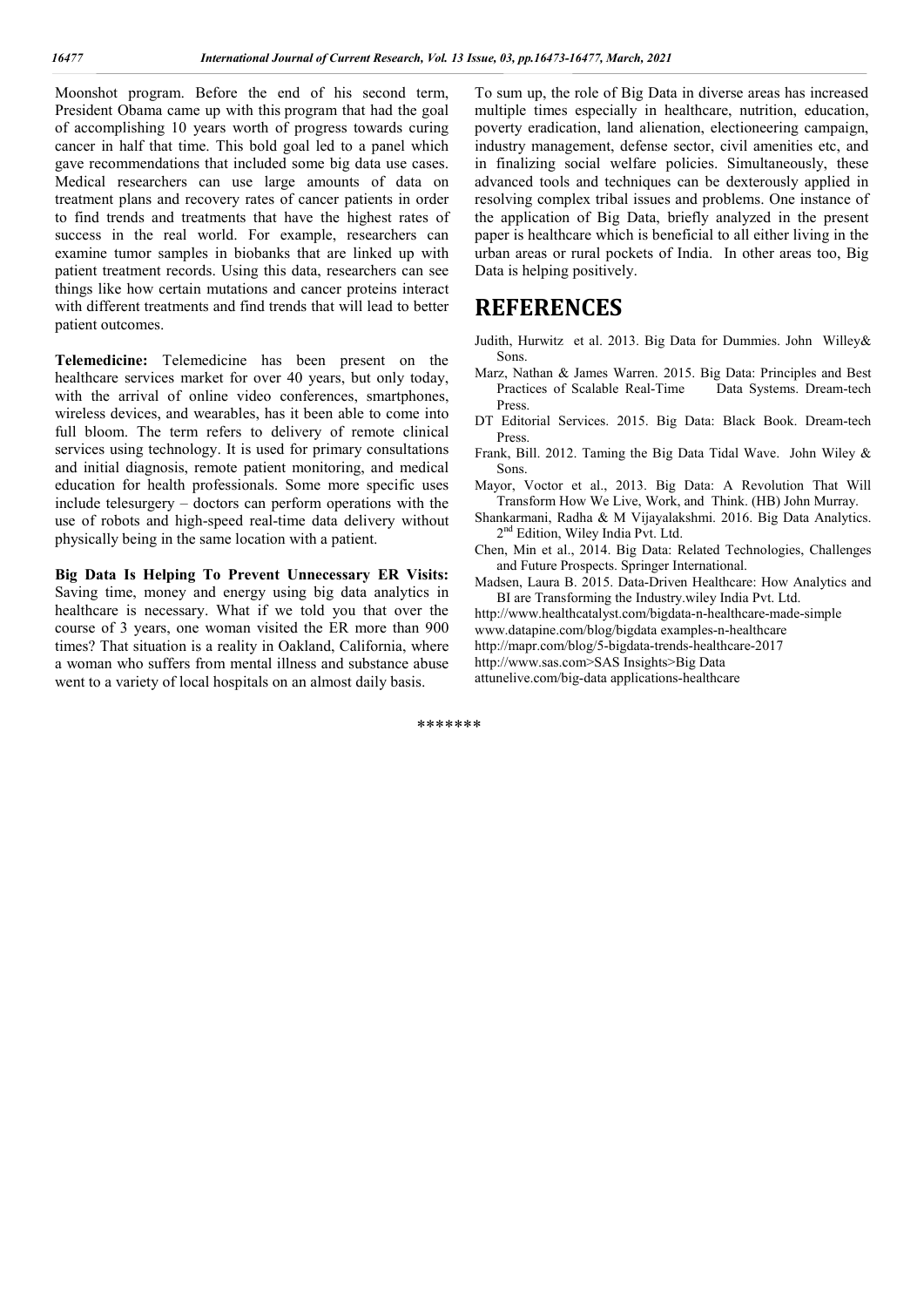Moonshot program. Before the end of his second term, President Obama came up with this program that had the goal of accomplishing 10 years worth of progress towards curing cancer in half that time. This bold goal led to a panel which gave recommendations that included some big data use cases. Medical researchers can use large amounts of data on treatment plans and recovery rates of cancer patients in order to find trends and treatments that have the highest rates of success in the real world. For example, researchers can examine tumor samples in biobanks that are linked up with patient treatment records. Using this data, researchers can see things like how certain mutations and cancer proteins interact with different treatments and find trends that will lead to better patient outcomes.

**Telemedicine:** Telemedicine has been present on the healthcare services market for over 40 years, but only today, with the arrival of online video conferences, smartphones, wireless devices, and wearables, has it been able to come into full bloom. The term refers to delivery of remote clinical services using technology. It is used for primary consultations and initial diagnosis, remote patient monitoring, and medical education for health professionals. Some more specific uses include telesurgery – doctors can perform operations with the use of robots and high-speed real-time data delivery without physically being in the same location with a patient.

**Big Data Is Helping To Prevent Unnecessary ER Visits:** Saving time, money and energy using big data analytics in healthcare is necessary. What if we told you that over the course of 3 years, one woman visited the ER more than 900 times? That situation is a reality in Oakland, California, where a woman who suffers from mental illness and substance abuse went to a variety of local hospitals on an almost daily basis.

To sum up, the role of Big Data in diverse areas has increased multiple times especially in healthcare, nutrition, education, poverty eradication, land alienation, electioneering campaign, industry management, defense sector, civil amenities etc, and in finalizing social welfare policies. Simultaneously, these advanced tools and techniques can be dexterously applied in resolving complex tribal issues and problems. One instance of the application of Big Data, briefly analyzed in the present paper is healthcare which is beneficial to all either living in the urban areas or rural pockets of India. In other areas too, Big Data is helping positively.

# REFERENCES

Judith, Hurwitz et al. 2013. Big Data for Dummies. John Willey& Sons.

Marz, Nathan & James Warren. 2015. Big Data: Principles and Best Practices of Scalable Real-Time Data Systems. Dream-tech Press.

DT Editorial Services. 2015. Big Data: Black Book. Dream-tech Press.

Frank, Bill. 2012. Taming the Big Data Tidal Wave. John Wiley & Sons.

Mayor, Voctor et al., 2013. Big Data: A Revolution That Will Transform How We Live, Work, and Think. (HB) John Murray.

Shankarmani, Radha & M Vijayalakshmi. 2016. Big Data Analytics. 2nd Edition, Wiley India Pvt. Ltd.

Chen, Min et al., 2014. Big Data: Related Technologies, Challenges and Future Prospects. Springer International.

Madsen, Laura B. 2015. Data-Driven Healthcare: How Analytics and BI are Transforming the Industry.wiley India Pvt. Ltd.

http://www.healthcatalyst.com/bigdata-n-healthcare-made-simple

www.datapine.com/blog/bigdata examples-n-healthcare

http://mapr.com/blog/5-bigdata-trends-healthcare-2017

http://www.sas.com>SAS Insights>Big Data

attunelive.com/big-data applications-healthcare

*******